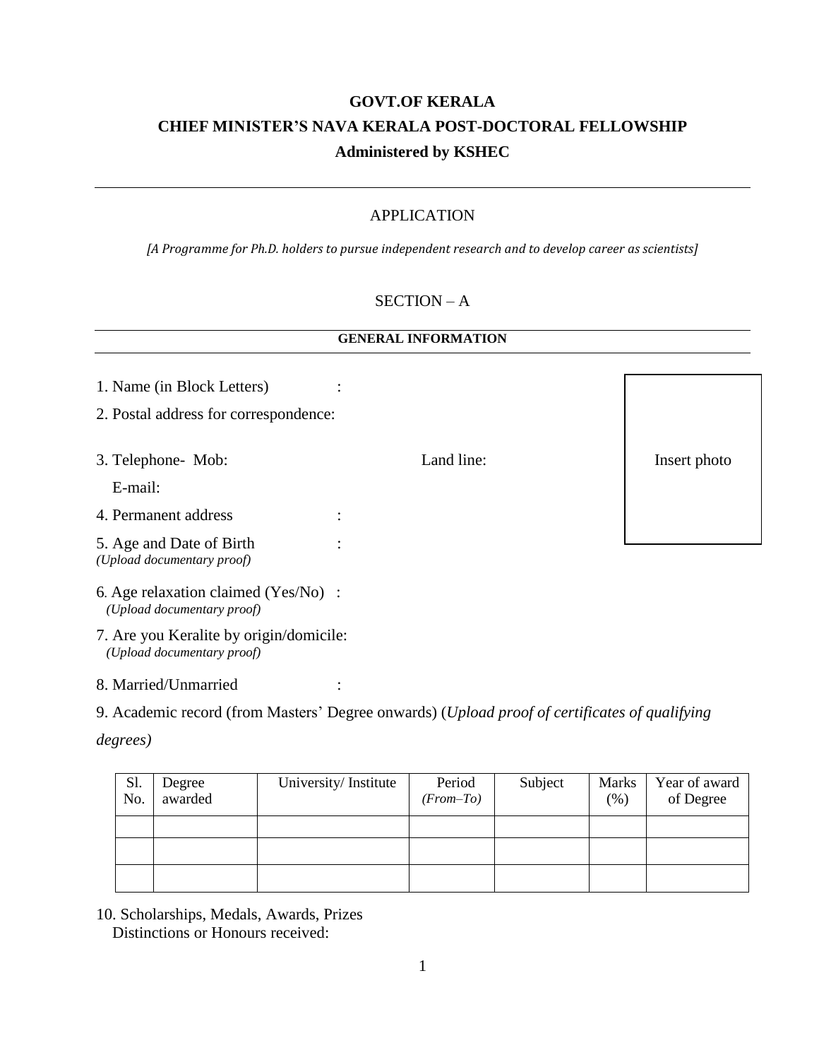**GOVT.OF KERALA**

**CHIEF MINISTER'S NAVA KERALA POST-DOCTORAL FELLOWSHIP**

**Administered by KSHEC**

---

APPLICATION

*[A Programme for Ph.D. holders to pursue independent research and to develop career as scientists]*

SECTION – A

**GENERAL INFORMATION**

Insert photo

1. Name (in Block Letters) :
2. Postal address for correspondence:
3. Telephone- Mob: Land line:
   E-mail:
4. Permanent address :
5. Age and Date of Birth :
   *(Upload documentary proof)*
6. Age relaxation claimed (Yes/No) :
   *(Upload documentary proof)*
7. Are you Keralite by origin/domicile:
   *(Upload documentary proof)*
8. Married/Unmarried :
9. Academic record (from Masters' Degree onwards) (*Upload proof of certificates of qualifying degrees)*

| Sl. No. | Degree awarded | University/ Institute | Period *(From–To)* | Subject | Marks (%) | Year of award of Degree |
|---|---|---|---|---|---|---|
| | | | | | | |
| | | | | | | |
| | | | | | | |

10. Scholarships, Medals, Awards, Prizes
    Distinctions or Honours received: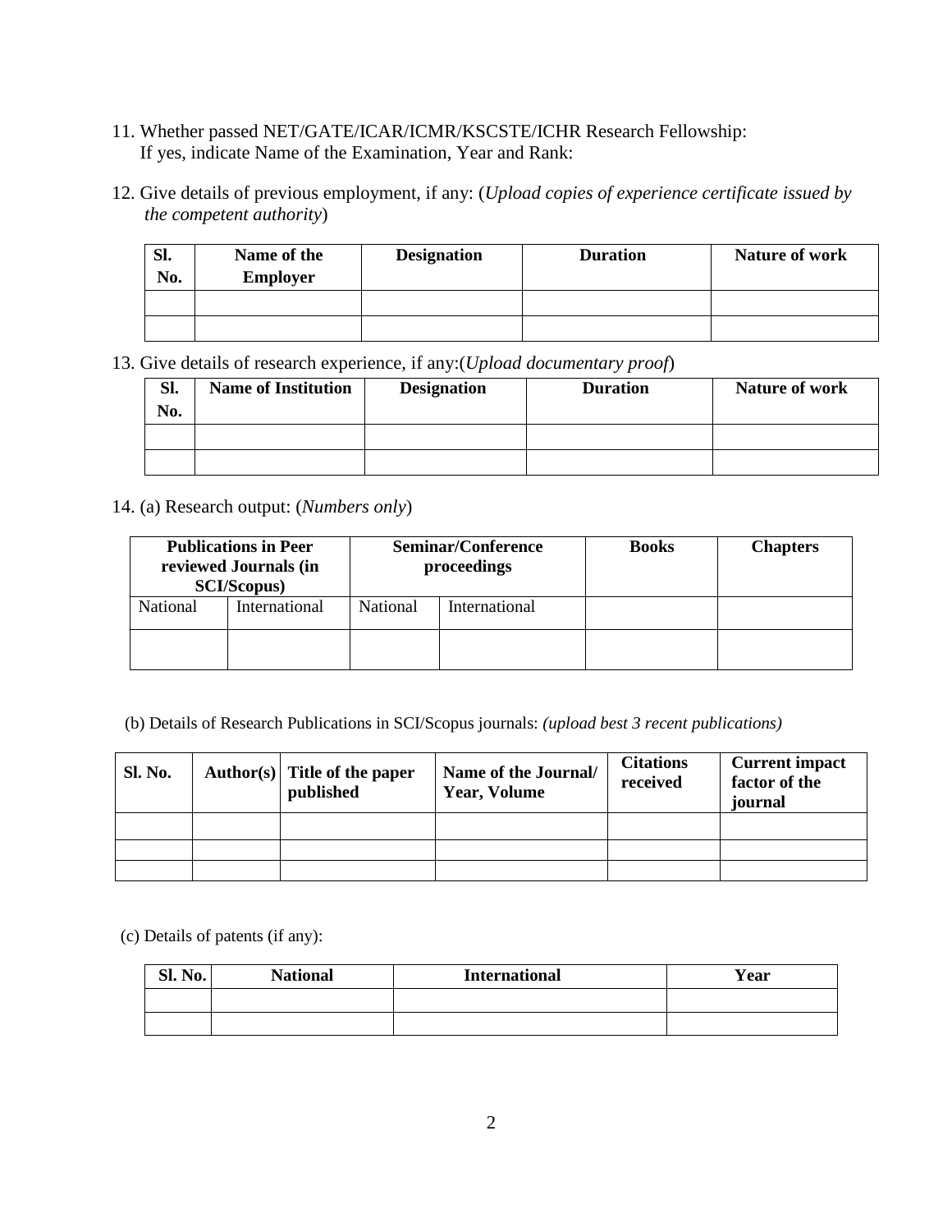11. Whether passed NET/GATE/ICAR/ICMR/KSCSTE/ICHR Research Fellowship:
    If yes, indicate Name of the Examination, Year and Rank:

12. Give details of previous employment, if any: (*Upload copies of experience certificate issued by the competent authority*)

| Sl. No. | Name of the Employer | Designation | Duration | Nature of work |
|---|---|---|---|---|
| | | | | |
| | | | | |

13. Give details of research experience, if any:(*Upload documentary proof*)

| Sl. No. | Name of Institution | Designation | Duration | Nature of work |
|---|---|---|---|---|
| | | | | |
| | | | | |

14. (a) Research output: (*Numbers only*)

| Publications in Peer reviewed Journals (in SCI/Scopus) | | Seminar/Conference proceedings | | Books | Chapters |
|---|---|---|---|---|---|
| National | International | National | International | | |
| | | | | | |

(b) Details of Research Publications in SCI/Scopus journals: *(upload best 3 recent publications)*

| Sl. No. | Author(s) | Title of the paper published | Name of the Journal/ Year, Volume | Citations received | Current impact factor of the journal |
|---|---|---|---|---|---|
| | | | | | |
| | | | | | |
| | | | | | |

(c) Details of patents (if any):

| Sl. No. | National | International | Year |
|---|---|---|---|
| | | | |
| | | | |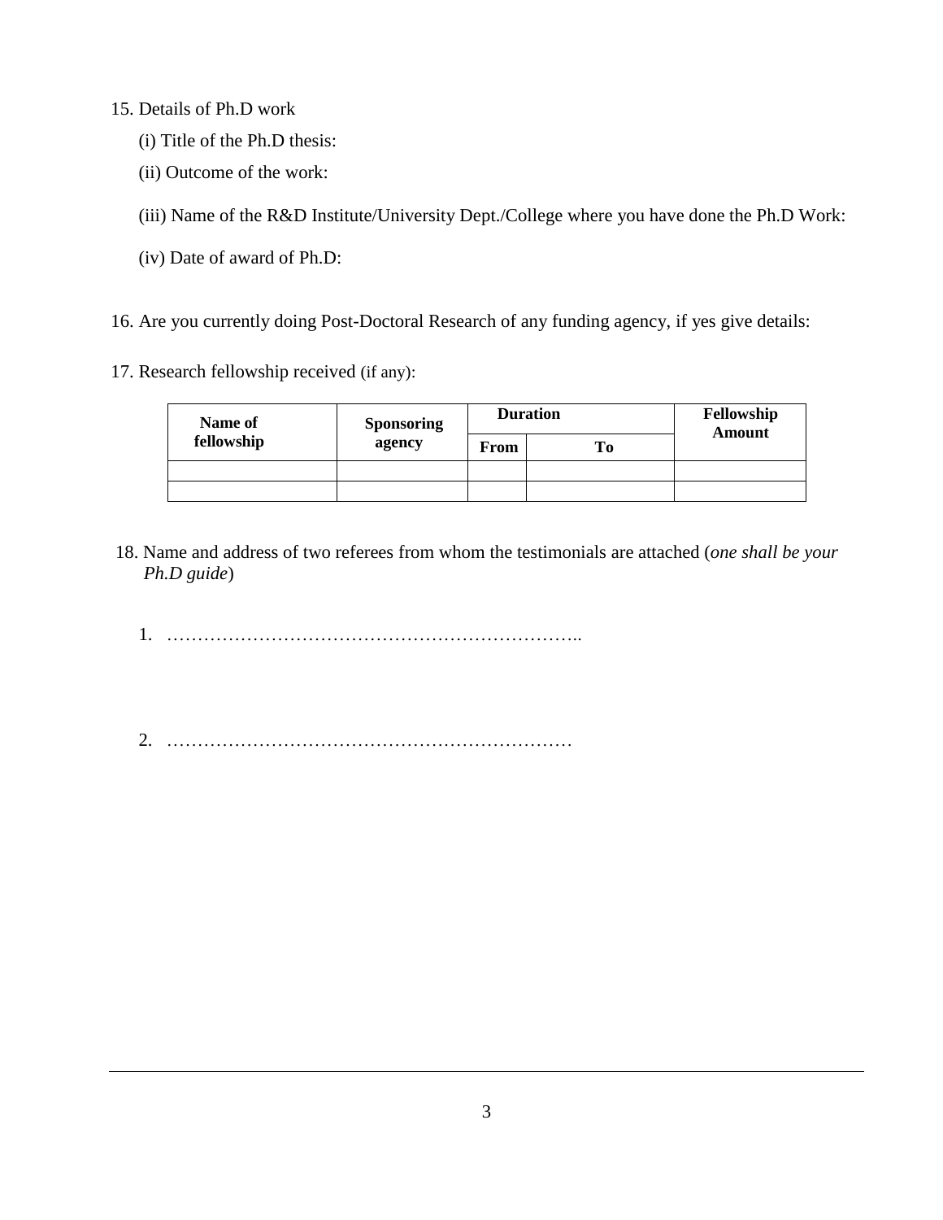15. Details of Ph.D work

    (i) Title of the Ph.D thesis:

    (ii) Outcome of the work:

    (iii) Name of the R&D Institute/University Dept./College where you have done the Ph.D Work:

    (iv) Date of award of Ph.D:

16. Are you currently doing Post-Doctoral Research of any funding agency, if yes give details:

17. Research fellowship received (if any):

| **Name of fellowship** | **Sponsoring agency** | **Duration** | | **Fellowship Amount** |
|---|---|---|---|---|
| | | **From** | **To** | |
| | | | | |
| | | | | |

18. Name and address of two referees from whom the testimonials are attached (*one shall be your Ph.D guide*)

    1. …………………………………………………………..

    2. …………………………………………………………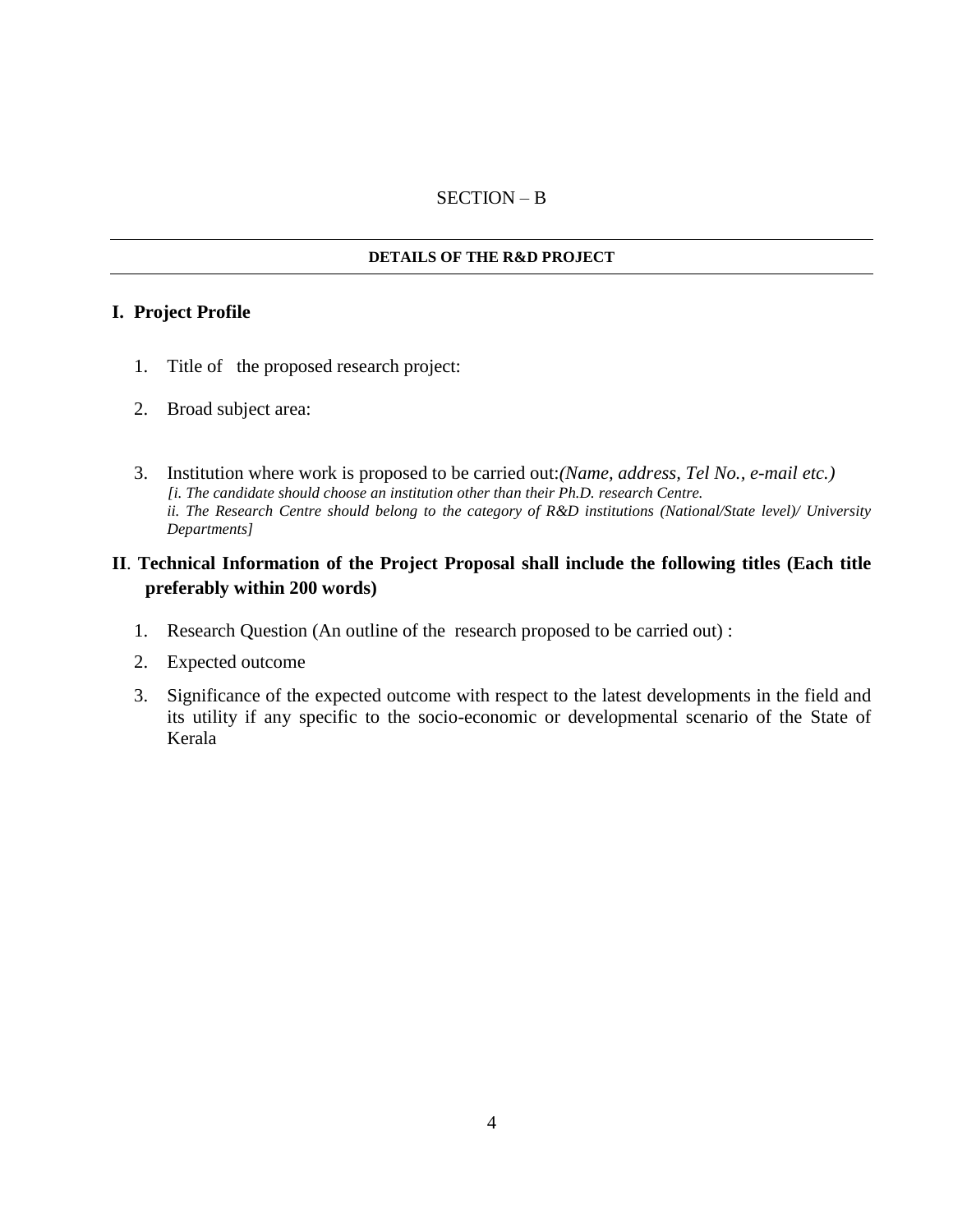SECTION – B

---

**DETAILS OF THE R&D PROJECT**

---

**I. Project Profile**

1. Title of the proposed research project:

2. Broad subject area:

3. Institution where work is proposed to be carried out:*(Name, address, Tel No., e-mail etc.)*
   *[i. The candidate should choose an institution other than their Ph.D. research Centre.*
   *ii. The Research Centre should belong to the category of R&D institutions (National/State level)/ University Departments]*

**II. Technical Information of the Project Proposal shall include the following titles (Each title preferably within 200 words)**

1. Research Question (An outline of the research proposed to be carried out) :

2. Expected outcome

3. Significance of the expected outcome with respect to the latest developments in the field and its utility if any specific to the socio-economic or developmental scenario of the State of Kerala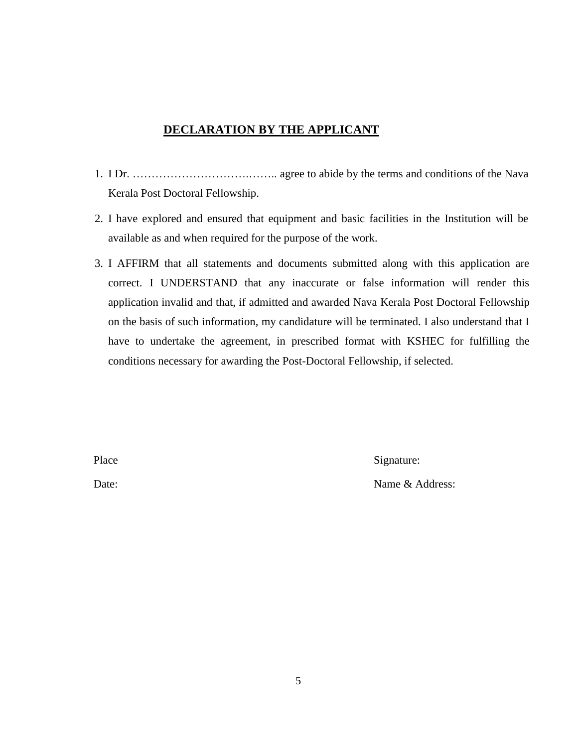## DECLARATION BY THE APPLICANT

1. I Dr. ……………………………..…….. agree to abide by the terms and conditions of the Nava Kerala Post Doctoral Fellowship.
2. I have explored and ensured that equipment and basic facilities in the Institution will be available as and when required for the purpose of the work.
3. I AFFIRM that all statements and documents submitted along with this application are correct. I UNDERSTAND that any inaccurate or false information will render this application invalid and that, if admitted and awarded Nava Kerala Post Doctoral Fellowship on the basis of such information, my candidature will be terminated. I also understand that I have to undertake the agreement, in prescribed format with KSHEC for fulfilling the conditions necessary for awarding the Post-Doctoral Fellowship, if selected.

Place

Date:

Signature:

Name & Address: